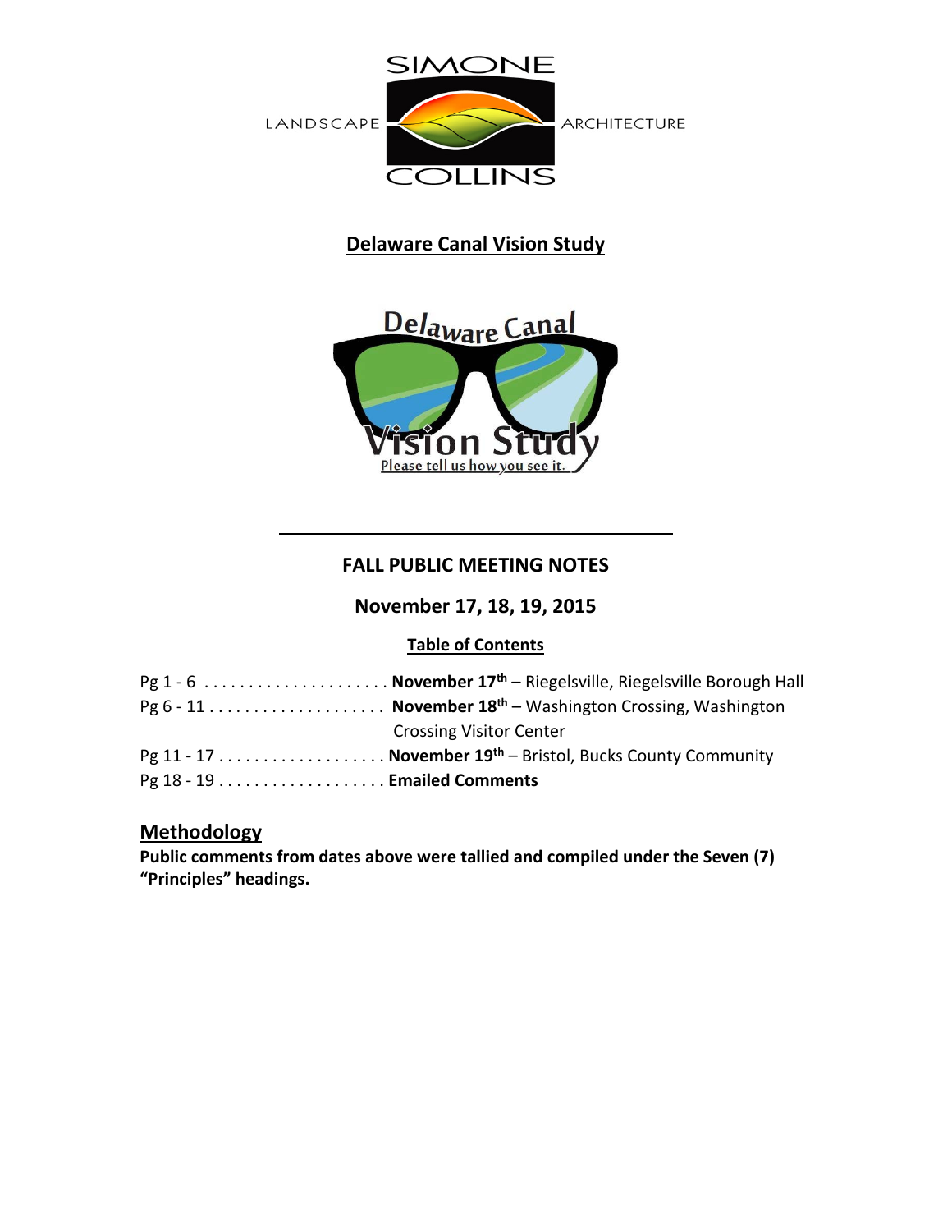SIMONE

LANDSCAPE ARCHITECTURE

COLLINS

## Delaware Canal Vision Study

# FALL PUBLIC MEETING NOTES

## November 17, 18, 19, 2015

### Table of Contents

Pg 1 - 6 . . . . . . . . . . . . . . . . . . . . . **November 17th** – Riegelsville, Riegelsville Borough Hall
Pg 6 - 11 . . . . . . . . . . . . . . . . . . . . **November 18th** – Washington Crossing, Washington Crossing Visitor Center
Pg 11 - 17 . . . . . . . . . . . . . . . . . . . **November 19th** – Bristol, Bucks County Community
Pg 18 - 19 . . . . . . . . . . . . . . . . . . . **Emailed Comments**

## Methodology

**Public comments from dates above were tallied and compiled under the Seven (7) "Principles" headings.**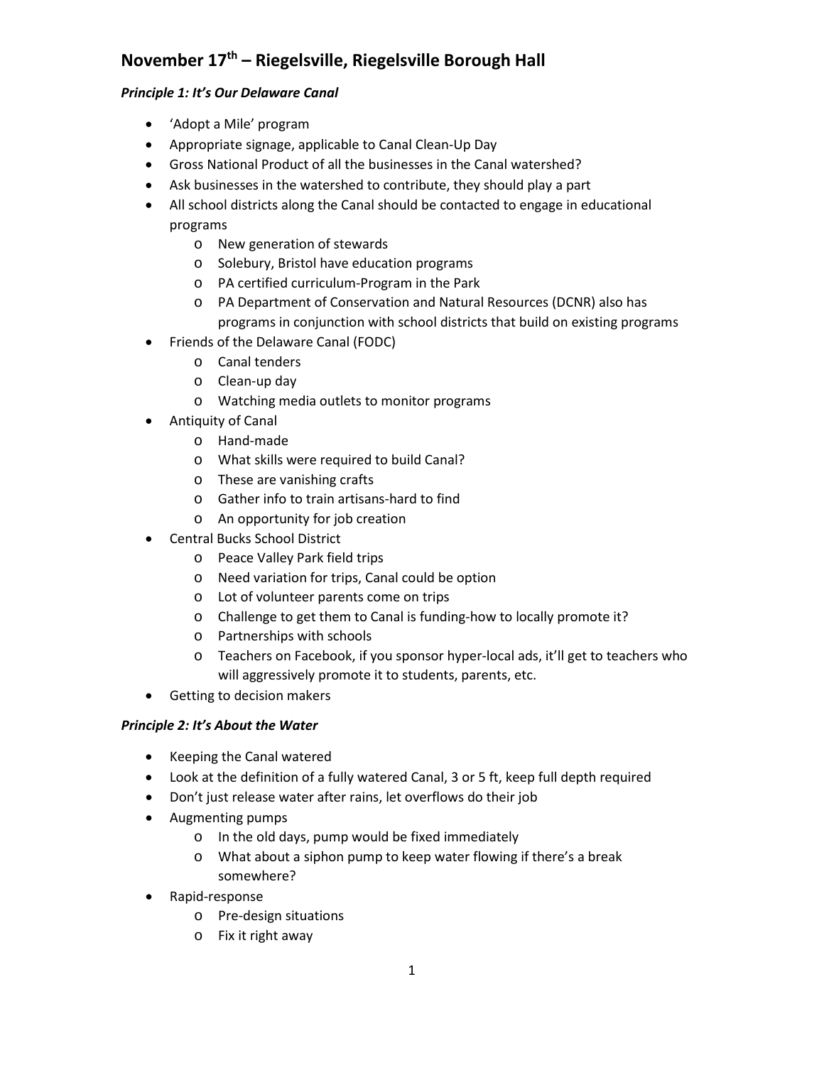# November 17th – Riegelsville, Riegelsville Borough Hall

***Principle 1: It's Our Delaware Canal***

- 'Adopt a Mile' program
- Appropriate signage, applicable to Canal Clean-Up Day
- Gross National Product of all the businesses in the Canal watershed?
- Ask businesses in the watershed to contribute, they should play a part
- All school districts along the Canal should be contacted to engage in educational programs
    - New generation of stewards
    - Solebury, Bristol have education programs
    - PA certified curriculum-Program in the Park
    - PA Department of Conservation and Natural Resources (DCNR) also has programs in conjunction with school districts that build on existing programs
- Friends of the Delaware Canal (FODC)
    - Canal tenders
    - Clean-up day
    - Watching media outlets to monitor programs
- Antiquity of Canal
    - Hand-made
    - What skills were required to build Canal?
    - These are vanishing crafts
    - Gather info to train artisans-hard to find
    - An opportunity for job creation
- Central Bucks School District
    - Peace Valley Park field trips
    - Need variation for trips, Canal could be option
    - Lot of volunteer parents come on trips
    - Challenge to get them to Canal is funding-how to locally promote it?
    - Partnerships with schools
    - Teachers on Facebook, if you sponsor hyper-local ads, it'll get to teachers who will aggressively promote it to students, parents, etc.
- Getting to decision makers

***Principle 2: It's About the Water***

- Keeping the Canal watered
- Look at the definition of a fully watered Canal, 3 or 5 ft, keep full depth required
- Don't just release water after rains, let overflows do their job
- Augmenting pumps
    - In the old days, pump would be fixed immediately
    - What about a siphon pump to keep water flowing if there's a break somewhere?
- Rapid-response
    - Pre-design situations
    - Fix it right away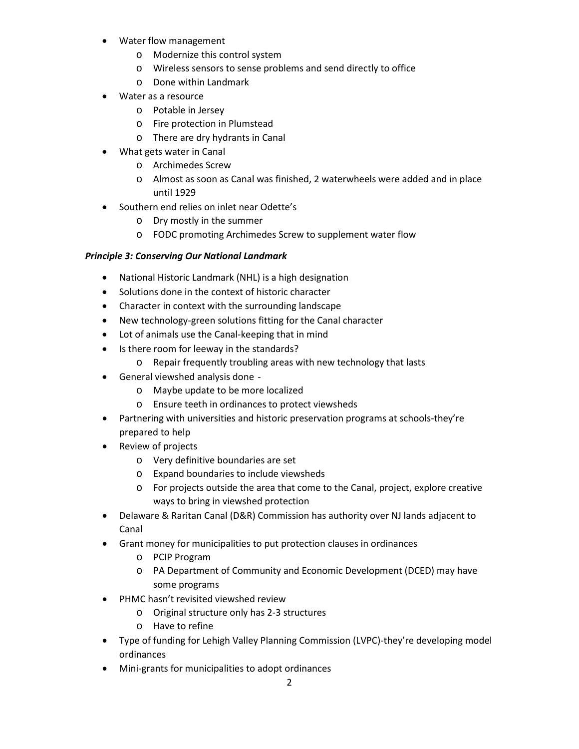- Water flow management
  - Modernize this control system
  - Wireless sensors to sense problems and send directly to office
  - Done within Landmark
- Water as a resource
  - Potable in Jersey
  - Fire protection in Plumstead
  - There are dry hydrants in Canal
- What gets water in Canal
  - Archimedes Screw
  - Almost as soon as Canal was finished, 2 waterwheels were added and in place until 1929
- Southern end relies on inlet near Odette's
  - Dry mostly in the summer
  - FODC promoting Archimedes Screw to supplement water flow

***Principle 3: Conserving Our National Landmark***

- National Historic Landmark (NHL) is a high designation
- Solutions done in the context of historic character
- Character in context with the surrounding landscape
- New technology-green solutions fitting for the Canal character
- Lot of animals use the Canal-keeping that in mind
- Is there room for leeway in the standards?
  - Repair frequently troubling areas with new technology that lasts
- General viewshed analysis done -
  - Maybe update to be more localized
  - Ensure teeth in ordinances to protect viewsheds
- Partnering with universities and historic preservation programs at schools-they're prepared to help
- Review of projects
  - Very definitive boundaries are set
  - Expand boundaries to include viewsheds
  - For projects outside the area that come to the Canal, project, explore creative ways to bring in viewshed protection
- Delaware & Raritan Canal (D&R) Commission has authority over NJ lands adjacent to Canal
- Grant money for municipalities to put protection clauses in ordinances
  - PCIP Program
  - PA Department of Community and Economic Development (DCED) may have some programs
- PHMC hasn't revisited viewshed review
  - Original structure only has 2-3 structures
  - Have to refine
- Type of funding for Lehigh Valley Planning Commission (LVPC)-they're developing model ordinances
- Mini-grants for municipalities to adopt ordinances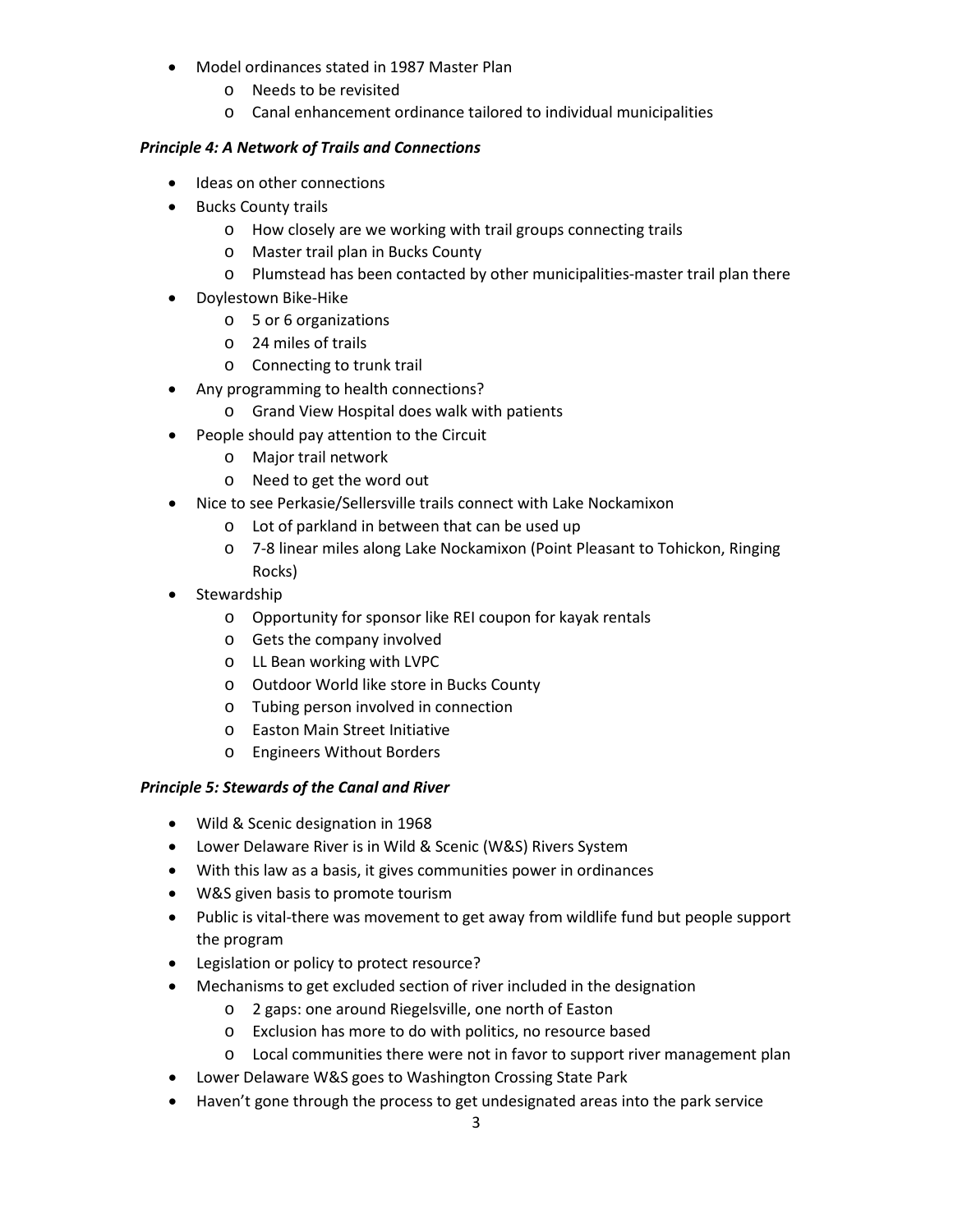- Model ordinances stated in 1987 Master Plan
    - Needs to be revisited
    - Canal enhancement ordinance tailored to individual municipalities

***Principle 4: A Network of Trails and Connections***

- Ideas on other connections
- Bucks County trails
    - How closely are we working with trail groups connecting trails
    - Master trail plan in Bucks County
    - Plumstead has been contacted by other municipalities-master trail plan there
- Doylestown Bike-Hike
    - 5 or 6 organizations
    - 24 miles of trails
    - Connecting to trunk trail
- Any programming to health connections?
    - Grand View Hospital does walk with patients
- People should pay attention to the Circuit
    - Major trail network
    - Need to get the word out
- Nice to see Perkasie/Sellersville trails connect with Lake Nockamixon
    - Lot of parkland in between that can be used up
    - 7-8 linear miles along Lake Nockamixon (Point Pleasant to Tohickon, Ringing Rocks)
- Stewardship
    - Opportunity for sponsor like REI coupon for kayak rentals
    - Gets the company involved
    - LL Bean working with LVPC
    - Outdoor World like store in Bucks County
    - Tubing person involved in connection
    - Easton Main Street Initiative
    - Engineers Without Borders

***Principle 5: Stewards of the Canal and River***

- Wild & Scenic designation in 1968
- Lower Delaware River is in Wild & Scenic (W&S) Rivers System
- With this law as a basis, it gives communities power in ordinances
- W&S given basis to promote tourism
- Public is vital-there was movement to get away from wildlife fund but people support the program
- Legislation or policy to protect resource?
- Mechanisms to get excluded section of river included in the designation
    - 2 gaps: one around Riegelsville, one north of Easton
    - Exclusion has more to do with politics, no resource based
    - Local communities there were not in favor to support river management plan
- Lower Delaware W&S goes to Washington Crossing State Park
- Haven't gone through the process to get undesignated areas into the park service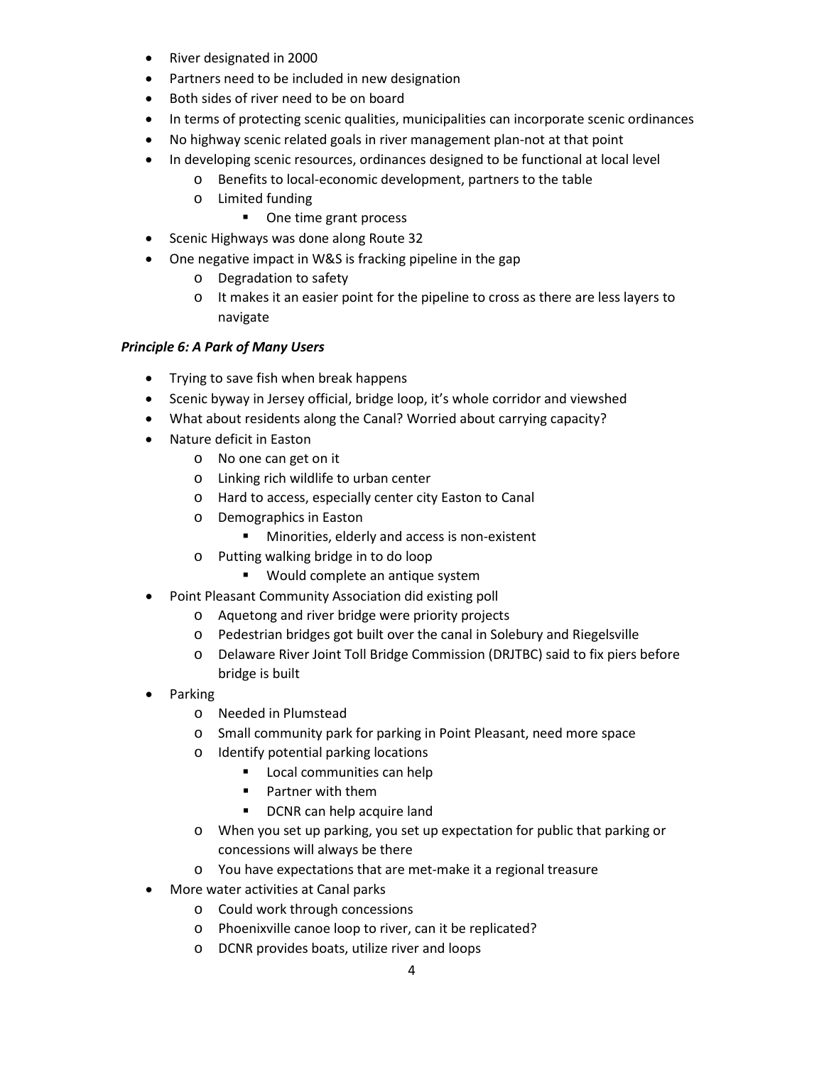- River designated in 2000
- Partners need to be included in new designation
- Both sides of river need to be on board
- In terms of protecting scenic qualities, municipalities can incorporate scenic ordinances
- No highway scenic related goals in river management plan-not at that point
- In developing scenic resources, ordinances designed to be functional at local level
  - Benefits to local-economic development, partners to the table
  - Limited funding
    - One time grant process
- Scenic Highways was done along Route 32
- One negative impact in W&S is fracking pipeline in the gap
  - Degradation to safety
  - It makes it an easier point for the pipeline to cross as there are less layers to navigate

***Principle 6: A Park of Many Users***

- Trying to save fish when break happens
- Scenic byway in Jersey official, bridge loop, it's whole corridor and viewshed
- What about residents along the Canal? Worried about carrying capacity?
- Nature deficit in Easton
  - No one can get on it
  - Linking rich wildlife to urban center
  - Hard to access, especially center city Easton to Canal
  - Demographics in Easton
    - Minorities, elderly and access is non-existent
  - Putting walking bridge in to do loop
    - Would complete an antique system
- Point Pleasant Community Association did existing poll
  - Aquetong and river bridge were priority projects
  - Pedestrian bridges got built over the canal in Solebury and Riegelsville
  - Delaware River Joint Toll Bridge Commission (DRJTBC) said to fix piers before bridge is built
- Parking
  - Needed in Plumstead
  - Small community park for parking in Point Pleasant, need more space
  - Identify potential parking locations
    - Local communities can help
    - Partner with them
    - DCNR can help acquire land
  - When you set up parking, you set up expectation for public that parking or concessions will always be there
  - You have expectations that are met-make it a regional treasure
- More water activities at Canal parks
  - Could work through concessions
  - Phoenixville canoe loop to river, can it be replicated?
  - DCNR provides boats, utilize river and loops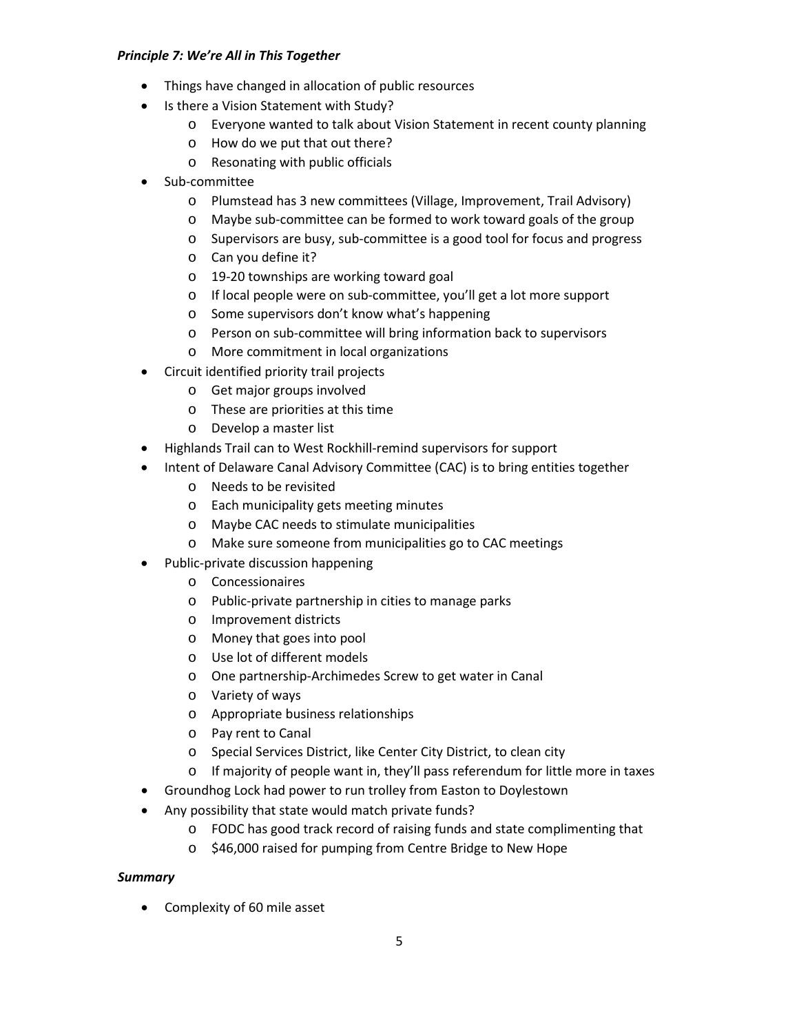***Principle 7: We're All in This Together***

- Things have changed in allocation of public resources
- Is there a Vision Statement with Study?
  - Everyone wanted to talk about Vision Statement in recent county planning
  - How do we put that out there?
  - Resonating with public officials
- Sub-committee
  - Plumstead has 3 new committees (Village, Improvement, Trail Advisory)
  - Maybe sub-committee can be formed to work toward goals of the group
  - Supervisors are busy, sub-committee is a good tool for focus and progress
  - Can you define it?
  - 19-20 townships are working toward goal
  - If local people were on sub-committee, you'll get a lot more support
  - Some supervisors don't know what's happening
  - Person on sub-committee will bring information back to supervisors
  - More commitment in local organizations
- Circuit identified priority trail projects
  - Get major groups involved
  - These are priorities at this time
  - Develop a master list
- Highlands Trail can to West Rockhill-remind supervisors for support
- Intent of Delaware Canal Advisory Committee (CAC) is to bring entities together
  - Needs to be revisited
  - Each municipality gets meeting minutes
  - Maybe CAC needs to stimulate municipalities
  - Make sure someone from municipalities go to CAC meetings
- Public-private discussion happening
  - Concessionaires
  - Public-private partnership in cities to manage parks
  - Improvement districts
  - Money that goes into pool
  - Use lot of different models
  - One partnership-Archimedes Screw to get water in Canal
  - Variety of ways
  - Appropriate business relationships
  - Pay rent to Canal
  - Special Services District, like Center City District, to clean city
  - If majority of people want in, they'll pass referendum for little more in taxes
- Groundhog Lock had power to run trolley from Easton to Doylestown
- Any possibility that state would match private funds?
  - FODC has good track record of raising funds and state complimenting that
  - $46,000 raised for pumping from Centre Bridge to New Hope

***Summary***

- Complexity of 60 mile asset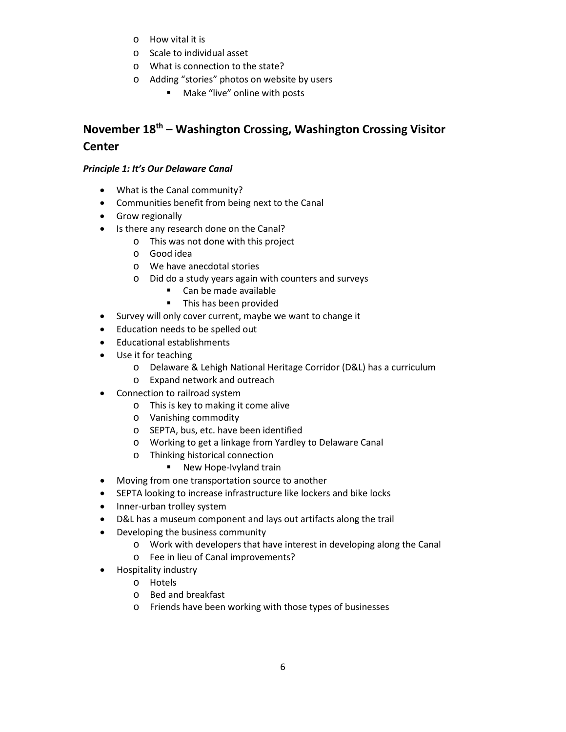- How vital it is
- Scale to individual asset
- What is connection to the state?
- Adding "stories" photos on website by users
  - Make "live" online with posts

## November 18th – Washington Crossing, Washington Crossing Visitor Center

***Principle 1: It's Our Delaware Canal***

- What is the Canal community?
- Communities benefit from being next to the Canal
- Grow regionally
- Is there any research done on the Canal?
  - This was not done with this project
  - Good idea
  - We have anecdotal stories
  - Did do a study years again with counters and surveys
    - Can be made available
    - This has been provided
- Survey will only cover current, maybe we want to change it
- Education needs to be spelled out
- Educational establishments
- Use it for teaching
  - Delaware & Lehigh National Heritage Corridor (D&L) has a curriculum
  - Expand network and outreach
- Connection to railroad system
  - This is key to making it come alive
  - Vanishing commodity
  - SEPTA, bus, etc. have been identified
  - Working to get a linkage from Yardley to Delaware Canal
  - Thinking historical connection
    - New Hope-Ivyland train
- Moving from one transportation source to another
- SEPTA looking to increase infrastructure like lockers and bike locks
- Inner-urban trolley system
- D&L has a museum component and lays out artifacts along the trail
- Developing the business community
  - Work with developers that have interest in developing along the Canal
  - Fee in lieu of Canal improvements?
- Hospitality industry
  - Hotels
  - Bed and breakfast
  - Friends have been working with those types of businesses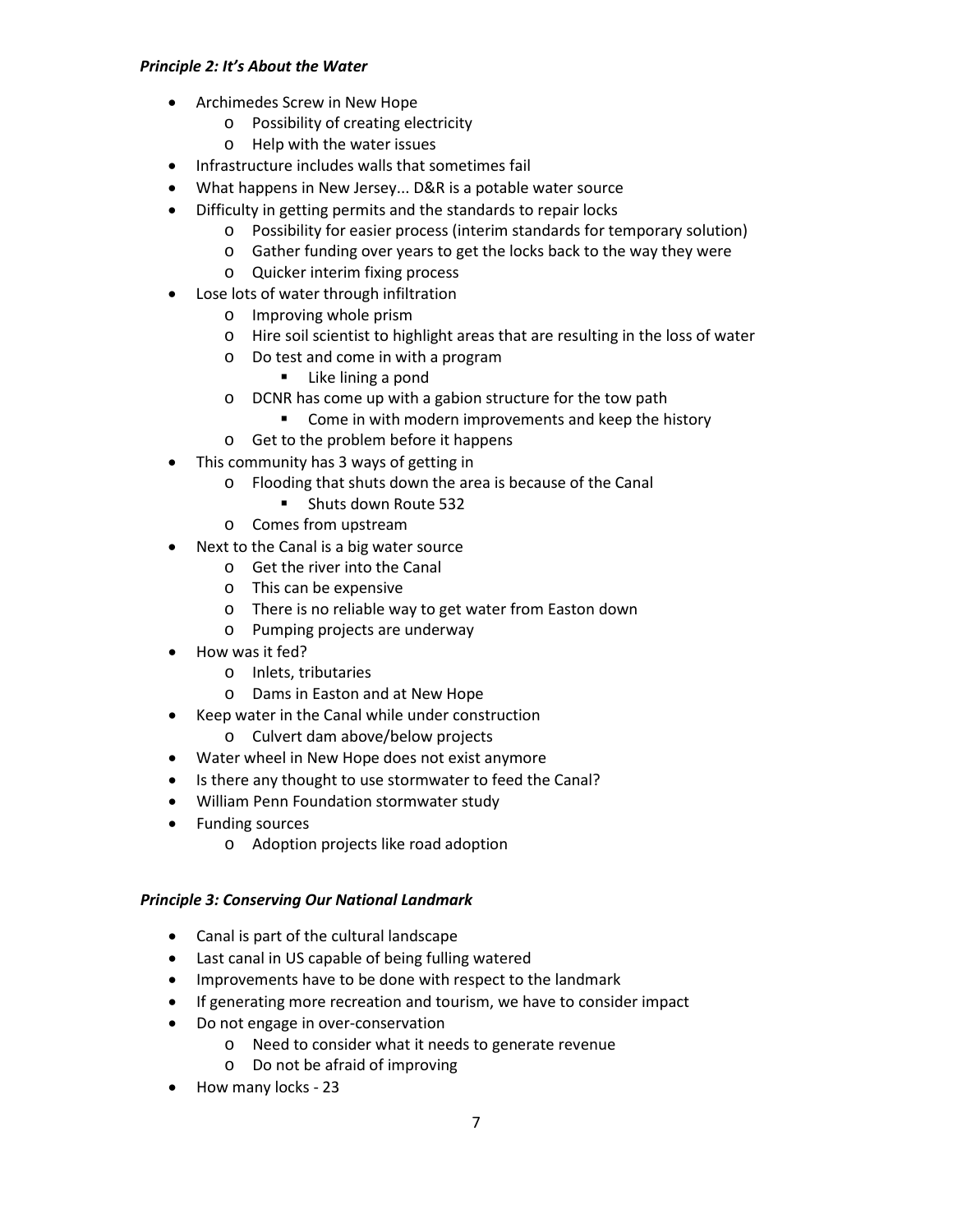***Principle 2: It's About the Water***

- Archimedes Screw in New Hope
  - Possibility of creating electricity
  - Help with the water issues
- Infrastructure includes walls that sometimes fail
- What happens in New Jersey... D&R is a potable water source
- Difficulty in getting permits and the standards to repair locks
  - Possibility for easier process (interim standards for temporary solution)
  - Gather funding over years to get the locks back to the way they were
  - Quicker interim fixing process
- Lose lots of water through infiltration
  - Improving whole prism
  - Hire soil scientist to highlight areas that are resulting in the loss of water
  - Do test and come in with a program
    - Like lining a pond
  - DCNR has come up with a gabion structure for the tow path
    - Come in with modern improvements and keep the history
  - Get to the problem before it happens
- This community has 3 ways of getting in
  - Flooding that shuts down the area is because of the Canal
    - Shuts down Route 532
  - Comes from upstream
- Next to the Canal is a big water source
  - Get the river into the Canal
  - This can be expensive
  - There is no reliable way to get water from Easton down
  - Pumping projects are underway
- How was it fed?
  - Inlets, tributaries
  - Dams in Easton and at New Hope
- Keep water in the Canal while under construction
  - Culvert dam above/below projects
- Water wheel in New Hope does not exist anymore
- Is there any thought to use stormwater to feed the Canal?
- William Penn Foundation stormwater study
- Funding sources
  - Adoption projects like road adoption

***Principle 3: Conserving Our National Landmark***

- Canal is part of the cultural landscape
- Last canal in US capable of being fulling watered
- Improvements have to be done with respect to the landmark
- If generating more recreation and tourism, we have to consider impact
- Do not engage in over-conservation
  - Need to consider what it needs to generate revenue
  - Do not be afraid of improving
- How many locks - 23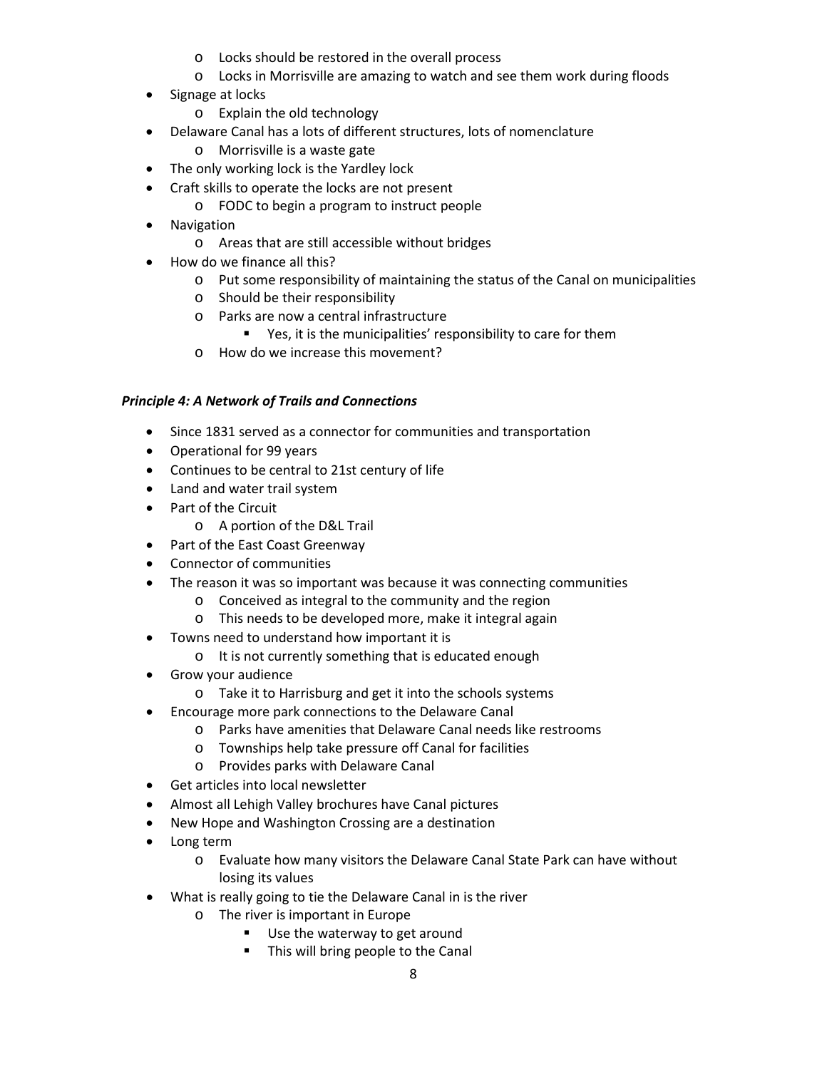- Locks should be restored in the overall process
  - Locks in Morrisville are amazing to watch and see them work during floods
- Signage at locks
  - Explain the old technology
- Delaware Canal has a lots of different structures, lots of nomenclature
  - Morrisville is a waste gate
- The only working lock is the Yardley lock
- Craft skills to operate the locks are not present
  - FODC to begin a program to instruct people
- Navigation
  - Areas that are still accessible without bridges
- How do we finance all this?
  - Put some responsibility of maintaining the status of the Canal on municipalities
  - Should be their responsibility
  - Parks are now a central infrastructure
    - Yes, it is the municipalities' responsibility to care for them
  - How do we increase this movement?

***Principle 4: A Network of Trails and Connections***

- Since 1831 served as a connector for communities and transportation
- Operational for 99 years
- Continues to be central to 21st century of life
- Land and water trail system
- Part of the Circuit
  - A portion of the D&L Trail
- Part of the East Coast Greenway
- Connector of communities
- The reason it was so important was because it was connecting communities
  - Conceived as integral to the community and the region
  - This needs to be developed more, make it integral again
- Towns need to understand how important it is
  - It is not currently something that is educated enough
- Grow your audience
  - Take it to Harrisburg and get it into the schools systems
- Encourage more park connections to the Delaware Canal
  - Parks have amenities that Delaware Canal needs like restrooms
  - Townships help take pressure off Canal for facilities
  - Provides parks with Delaware Canal
- Get articles into local newsletter
- Almost all Lehigh Valley brochures have Canal pictures
- New Hope and Washington Crossing are a destination
- Long term
  - Evaluate how many visitors the Delaware Canal State Park can have without losing its values
- What is really going to tie the Delaware Canal in is the river
  - The river is important in Europe
    - Use the waterway to get around
    - This will bring people to the Canal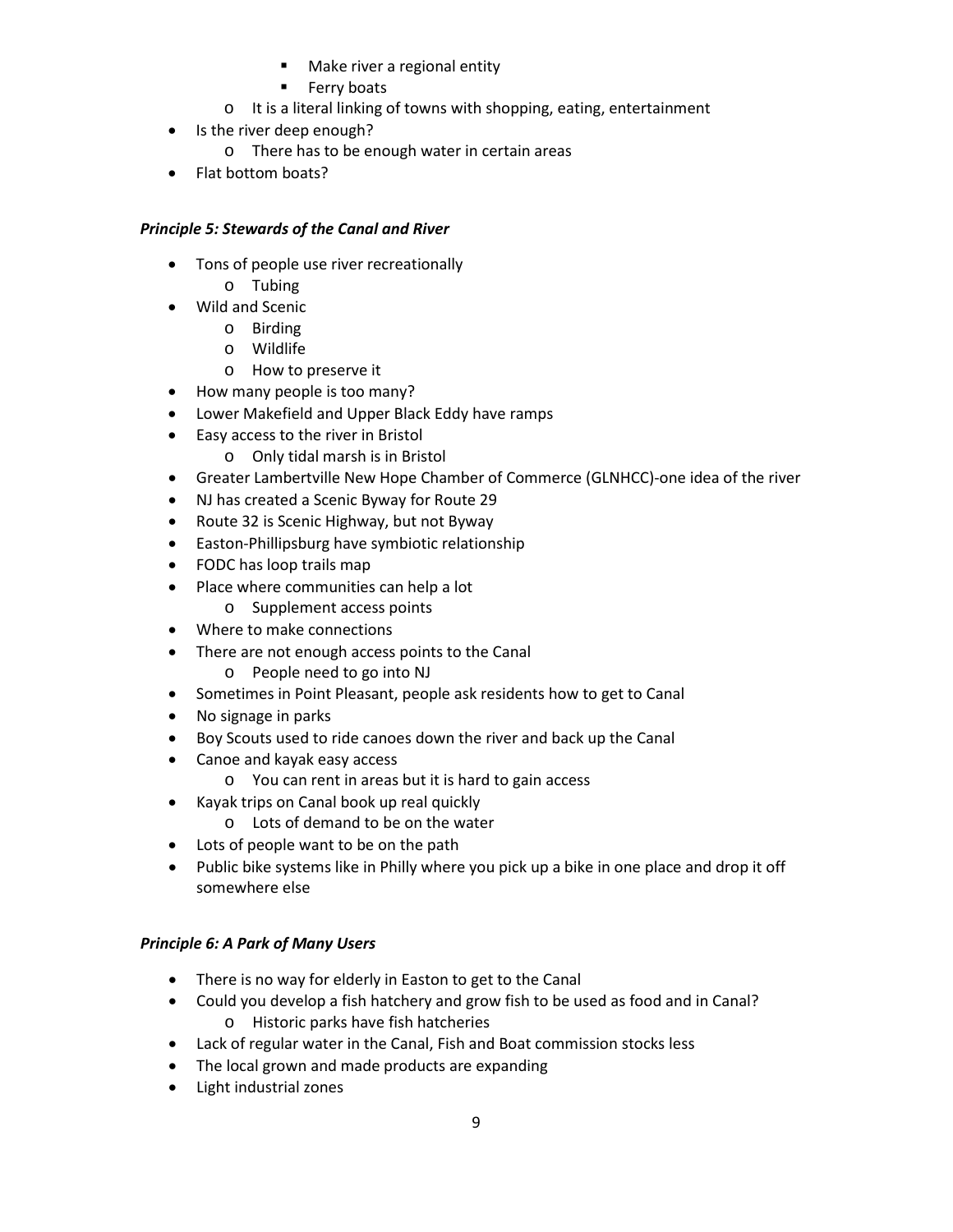- Make river a regional entity
        - Ferry boats
    - It is a literal linking of towns with shopping, eating, entertainment
- Is the river deep enough?
    - There has to be enough water in certain areas
- Flat bottom boats?

***Principle 5: Stewards of the Canal and River***

- Tons of people use river recreationally
    - Tubing
- Wild and Scenic
    - Birding
    - Wildlife
    - How to preserve it
- How many people is too many?
- Lower Makefield and Upper Black Eddy have ramps
- Easy access to the river in Bristol
    - Only tidal marsh is in Bristol
- Greater Lambertville New Hope Chamber of Commerce (GLNHCC)-one idea of the river
- NJ has created a Scenic Byway for Route 29
- Route 32 is Scenic Highway, but not Byway
- Easton-Phillipsburg have symbiotic relationship
- FODC has loop trails map
- Place where communities can help a lot
    - Supplement access points
- Where to make connections
- There are not enough access points to the Canal
    - People need to go into NJ
- Sometimes in Point Pleasant, people ask residents how to get to Canal
- No signage in parks
- Boy Scouts used to ride canoes down the river and back up the Canal
- Canoe and kayak easy access
    - You can rent in areas but it is hard to gain access
- Kayak trips on Canal book up real quickly
    - Lots of demand to be on the water
- Lots of people want to be on the path
- Public bike systems like in Philly where you pick up a bike in one place and drop it off somewhere else

***Principle 6: A Park of Many Users***

- There is no way for elderly in Easton to get to the Canal
- Could you develop a fish hatchery and grow fish to be used as food and in Canal?
    - Historic parks have fish hatcheries
- Lack of regular water in the Canal, Fish and Boat commission stocks less
- The local grown and made products are expanding
- Light industrial zones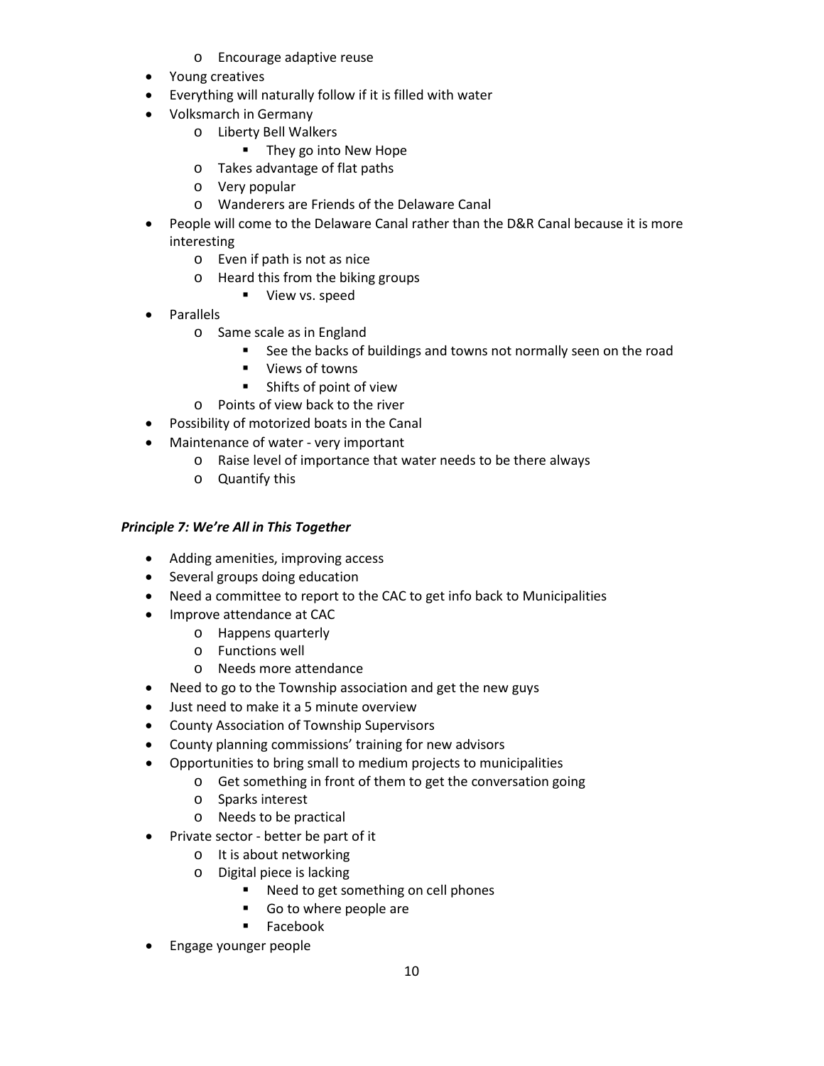- Encourage adaptive reuse
- Young creatives
- Everything will naturally follow if it is filled with water
- Volksmarch in Germany
    - Liberty Bell Walkers
        - They go into New Hope
    - Takes advantage of flat paths
    - Very popular
    - Wanderers are Friends of the Delaware Canal
- People will come to the Delaware Canal rather than the D&R Canal because it is more interesting
    - Even if path is not as nice
    - Heard this from the biking groups
        - View vs. speed
- Parallels
    - Same scale as in England
        - See the backs of buildings and towns not normally seen on the road
        - Views of towns
        - Shifts of point of view
    - Points of view back to the river
- Possibility of motorized boats in the Canal
- Maintenance of water - very important
    - Raise level of importance that water needs to be there always
    - Quantify this

***Principle 7: We're All in This Together***

- Adding amenities, improving access
- Several groups doing education
- Need a committee to report to the CAC to get info back to Municipalities
- Improve attendance at CAC
    - Happens quarterly
    - Functions well
    - Needs more attendance
- Need to go to the Township association and get the new guys
- Just need to make it a 5 minute overview
- County Association of Township Supervisors
- County planning commissions' training for new advisors
- Opportunities to bring small to medium projects to municipalities
    - Get something in front of them to get the conversation going
    - Sparks interest
    - Needs to be practical
- Private sector - better be part of it
    - It is about networking
    - Digital piece is lacking
        - Need to get something on cell phones
        - Go to where people are
        - Facebook
- Engage younger people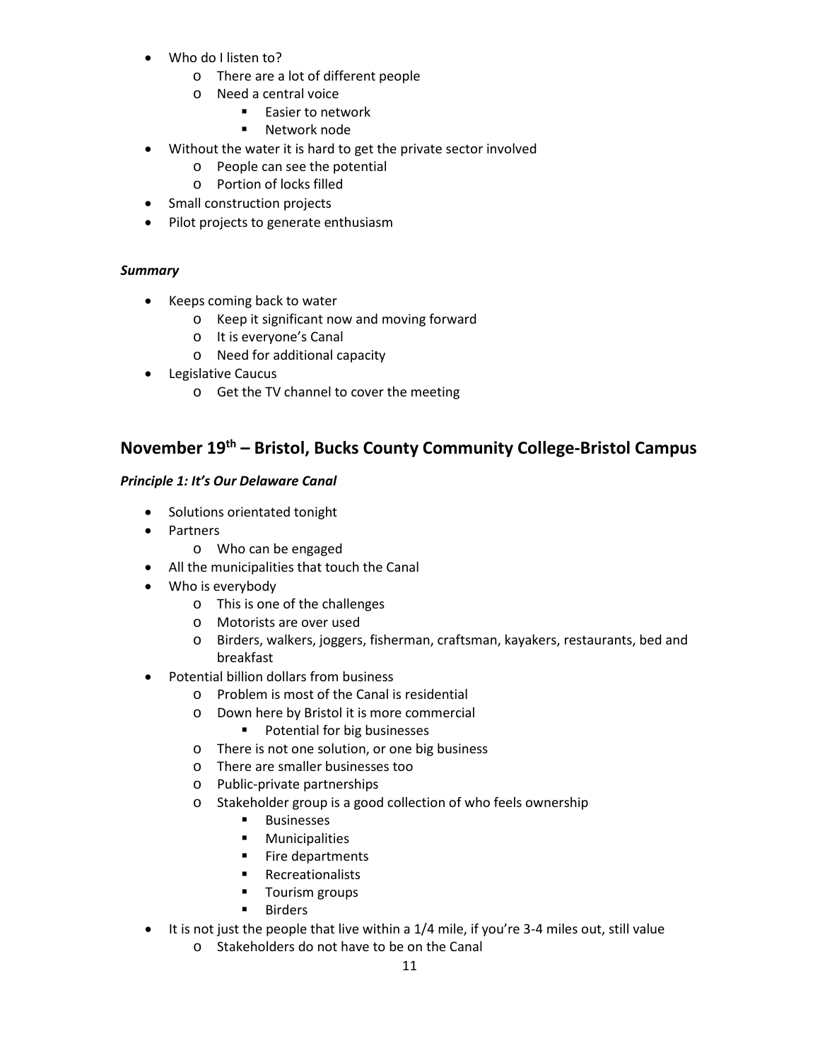- Who do I listen to?
    - There are a lot of different people
    - Need a central voice
        - Easier to network
        - Network node
- Without the water it is hard to get the private sector involved
    - People can see the potential
    - Portion of locks filled
- Small construction projects
- Pilot projects to generate enthusiasm

***Summary***

- Keeps coming back to water
    - Keep it significant now and moving forward
    - It is everyone's Canal
    - Need for additional capacity
- Legislative Caucus
    - Get the TV channel to cover the meeting

## November 19th – Bristol, Bucks County Community College-Bristol Campus

***Principle 1: It's Our Delaware Canal***

- Solutions orientated tonight
- Partners
    - Who can be engaged
- All the municipalities that touch the Canal
- Who is everybody
    - This is one of the challenges
    - Motorists are over used
    - Birders, walkers, joggers, fisherman, craftsman, kayakers, restaurants, bed and breakfast
- Potential billion dollars from business
    - Problem is most of the Canal is residential
    - Down here by Bristol it is more commercial
        - Potential for big businesses
    - There is not one solution, or one big business
    - There are smaller businesses too
    - Public-private partnerships
    - Stakeholder group is a good collection of who feels ownership
        - Businesses
        - Municipalities
        - Fire departments
        - Recreationalists
        - Tourism groups
        - Birders
- It is not just the people that live within a 1/4 mile, if you're 3-4 miles out, still value
    - Stakeholders do not have to be on the Canal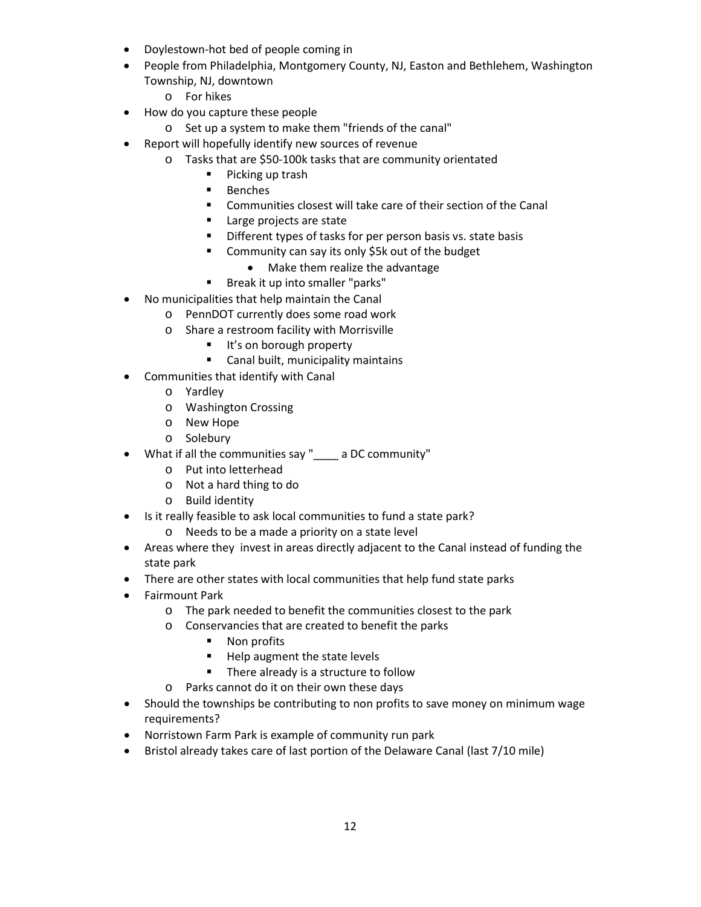- Doylestown-hot bed of people coming in
- People from Philadelphia, Montgomery County, NJ, Easton and Bethlehem, Washington Township, NJ, downtown
  - For hikes
- How do you capture these people
  - Set up a system to make them "friends of the canal"
- Report will hopefully identify new sources of revenue
  - Tasks that are $50-100k tasks that are community orientated
    - Picking up trash
    - Benches
    - Communities closest will take care of their section of the Canal
    - Large projects are state
    - Different types of tasks for per person basis vs. state basis
    - Community can say its only $5k out of the budget
      - Make them realize the advantage
    - Break it up into smaller "parks"
- No municipalities that help maintain the Canal
  - PennDOT currently does some road work
  - Share a restroom facility with Morrisville
    - It's on borough property
    - Canal built, municipality maintains
- Communities that identify with Canal
  - Yardley
  - Washington Crossing
  - New Hope
  - Solebury
- What if all the communities say "____ a DC community"
  - Put into letterhead
  - Not a hard thing to do
  - Build identity
- Is it really feasible to ask local communities to fund a state park?
  - Needs to be a made a priority on a state level
- Areas where they invest in areas directly adjacent to the Canal instead of funding the state park
- There are other states with local communities that help fund state parks
- Fairmount Park
  - The park needed to benefit the communities closest to the park
  - Conservancies that are created to benefit the parks
    - Non profits
    - Help augment the state levels
    - There already is a structure to follow
  - Parks cannot do it on their own these days
- Should the townships be contributing to non profits to save money on minimum wage requirements?
- Norristown Farm Park is example of community run park
- Bristol already takes care of last portion of the Delaware Canal (last 7/10 mile)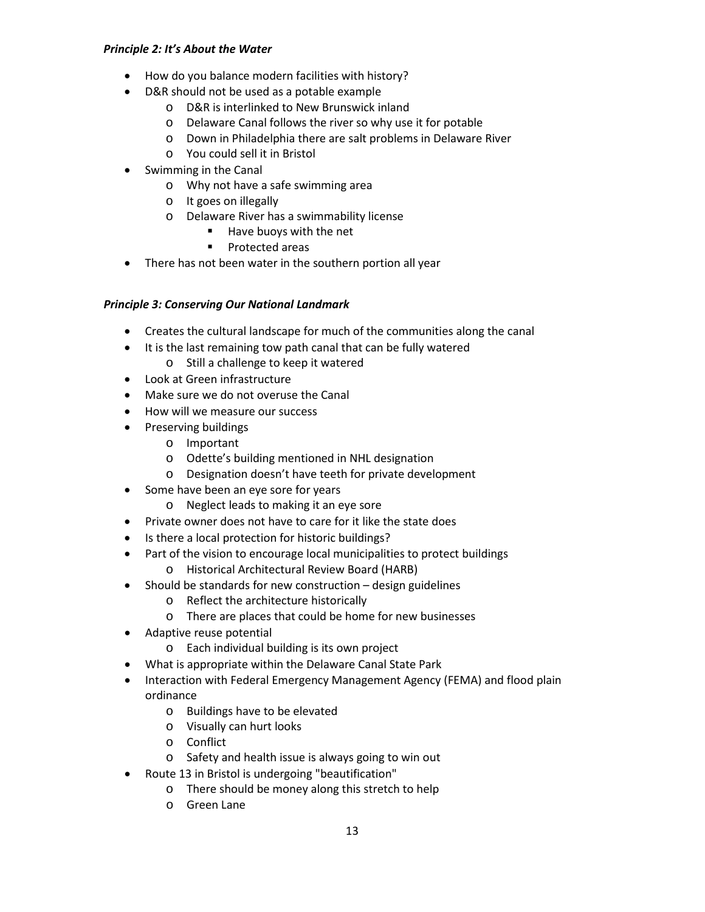***Principle 2: It's About the Water***

- How do you balance modern facilities with history?
- D&R should not be used as a potable example
  - D&R is interlinked to New Brunswick inland
  - Delaware Canal follows the river so why use it for potable
  - Down in Philadelphia there are salt problems in Delaware River
  - You could sell it in Bristol
- Swimming in the Canal
  - Why not have a safe swimming area
  - It goes on illegally
  - Delaware River has a swimmability license
    - Have buoys with the net
    - Protected areas
- There has not been water in the southern portion all year

***Principle 3: Conserving Our National Landmark***

- Creates the cultural landscape for much of the communities along the canal
- It is the last remaining tow path canal that can be fully watered
  - Still a challenge to keep it watered
- Look at Green infrastructure
- Make sure we do not overuse the Canal
- How will we measure our success
- Preserving buildings
  - Important
  - Odette's building mentioned in NHL designation
  - Designation doesn't have teeth for private development
- Some have been an eye sore for years
  - Neglect leads to making it an eye sore
- Private owner does not have to care for it like the state does
- Is there a local protection for historic buildings?
- Part of the vision to encourage local municipalities to protect buildings
  - Historical Architectural Review Board (HARB)
- Should be standards for new construction – design guidelines
  - Reflect the architecture historically
  - There are places that could be home for new businesses
- Adaptive reuse potential
  - Each individual building is its own project
- What is appropriate within the Delaware Canal State Park
- Interaction with Federal Emergency Management Agency (FEMA) and flood plain ordinance
  - Buildings have to be elevated
  - Visually can hurt looks
  - Conflict
  - Safety and health issue is always going to win out
- Route 13 in Bristol is undergoing "beautification"
  - There should be money along this stretch to help
  - Green Lane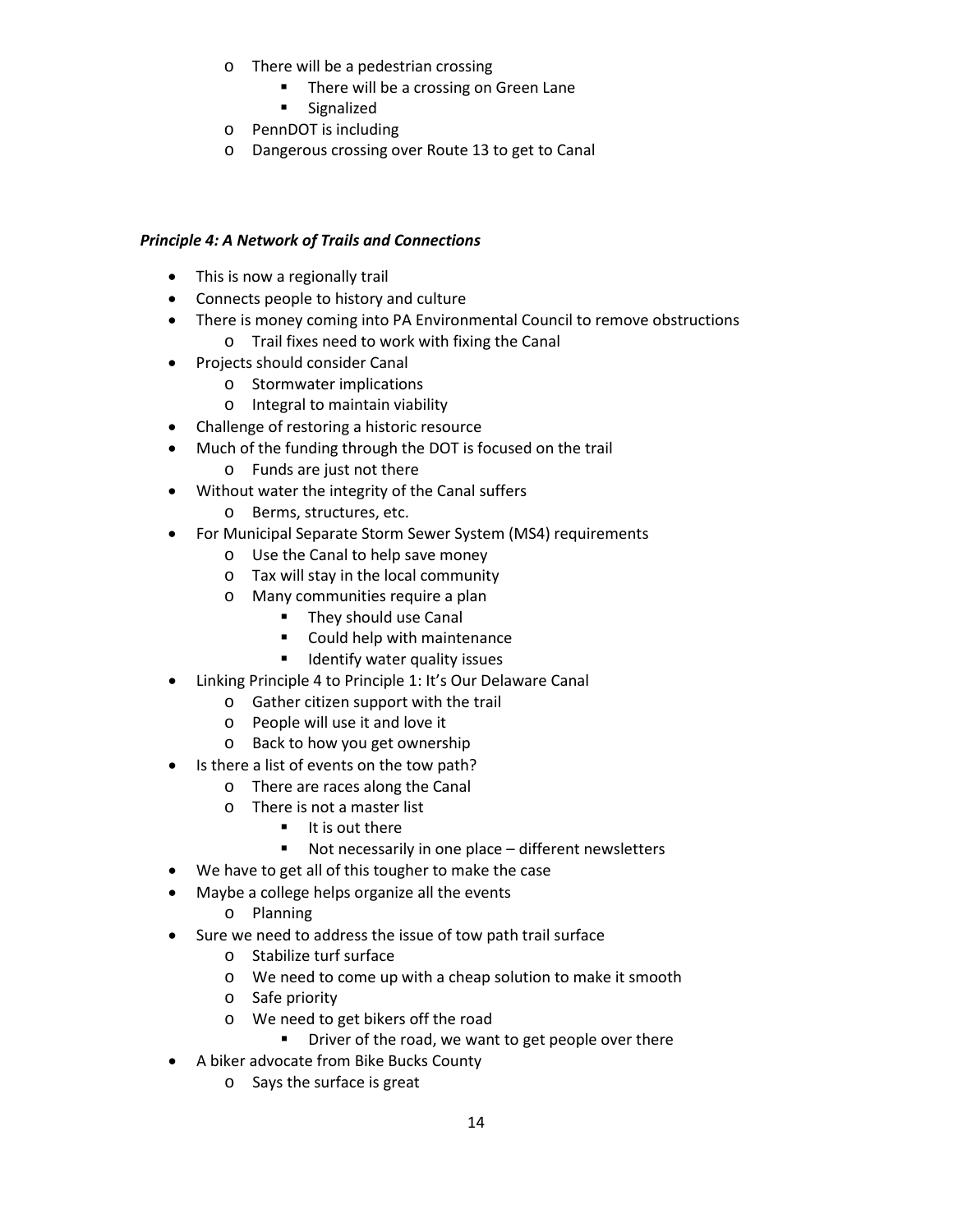- There will be a pedestrian crossing
    - There will be a crossing on Green Lane
    - Signalized
  - PennDOT is including
  - Dangerous crossing over Route 13 to get to Canal

***Principle 4: A Network of Trails and Connections***

- This is now a regionally trail
- Connects people to history and culture
- There is money coming into PA Environmental Council to remove obstructions
  - Trail fixes need to work with fixing the Canal
- Projects should consider Canal
  - Stormwater implications
  - Integral to maintain viability
- Challenge of restoring a historic resource
- Much of the funding through the DOT is focused on the trail
  - Funds are just not there
- Without water the integrity of the Canal suffers
  - Berms, structures, etc.
- For Municipal Separate Storm Sewer System (MS4) requirements
  - Use the Canal to help save money
  - Tax will stay in the local community
  - Many communities require a plan
    - They should use Canal
    - Could help with maintenance
    - Identify water quality issues
- Linking Principle 4 to Principle 1: It's Our Delaware Canal
  - Gather citizen support with the trail
  - People will use it and love it
  - Back to how you get ownership
- Is there a list of events on the tow path?
  - There are races along the Canal
  - There is not a master list
    - It is out there
    - Not necessarily in one place – different newsletters
- We have to get all of this tougher to make the case
- Maybe a college helps organize all the events
  - Planning
- Sure we need to address the issue of tow path trail surface
  - Stabilize turf surface
  - We need to come up with a cheap solution to make it smooth
  - Safe priority
  - We need to get bikers off the road
    - Driver of the road, we want to get people over there
- A biker advocate from Bike Bucks County
  - Says the surface is great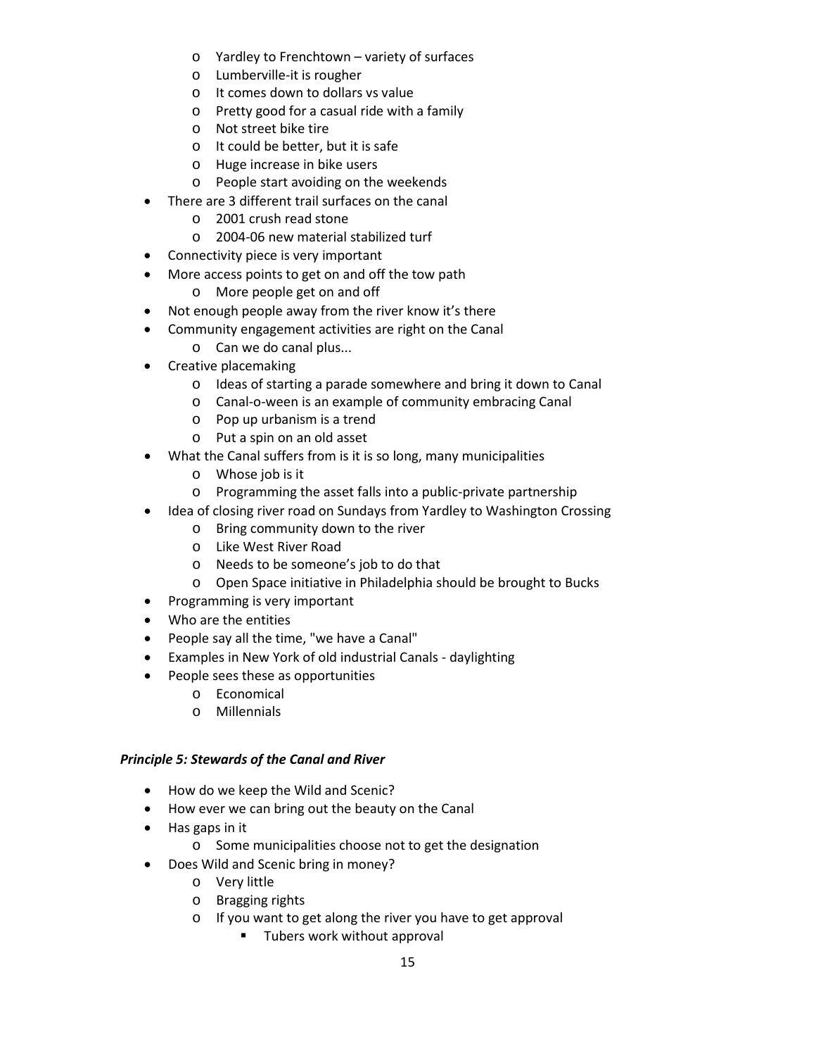- Yardley to Frenchtown – variety of surfaces
    - Lumberville-it is rougher
    - It comes down to dollars vs value
    - Pretty good for a casual ride with a family
    - Not street bike tire
    - It could be better, but it is safe
    - Huge increase in bike users
    - People start avoiding on the weekends
- There are 3 different trail surfaces on the canal
    - 2001 crush read stone
    - 2004-06 new material stabilized turf
- Connectivity piece is very important
- More access points to get on and off the tow path
    - More people get on and off
- Not enough people away from the river know it's there
- Community engagement activities are right on the Canal
    - Can we do canal plus...
- Creative placemaking
    - Ideas of starting a parade somewhere and bring it down to Canal
    - Canal-o-ween is an example of community embracing Canal
    - Pop up urbanism is a trend
    - Put a spin on an old asset
- What the Canal suffers from is it is so long, many municipalities
    - Whose job is it
    - Programming the asset falls into a public-private partnership
- Idea of closing river road on Sundays from Yardley to Washington Crossing
    - Bring community down to the river
    - Like West River Road
    - Needs to be someone's job to do that
    - Open Space initiative in Philadelphia should be brought to Bucks
- Programming is very important
- Who are the entities
- People say all the time, "we have a Canal"
- Examples in New York of old industrial Canals - daylighting
- People sees these as opportunities
    - Economical
    - Millennials

***Principle 5: Stewards of the Canal and River***

- How do we keep the Wild and Scenic?
- How ever we can bring out the beauty on the Canal
- Has gaps in it
    - Some municipalities choose not to get the designation
- Does Wild and Scenic bring in money?
    - Very little
    - Bragging rights
    - If you want to get along the river you have to get approval
        - Tubers work without approval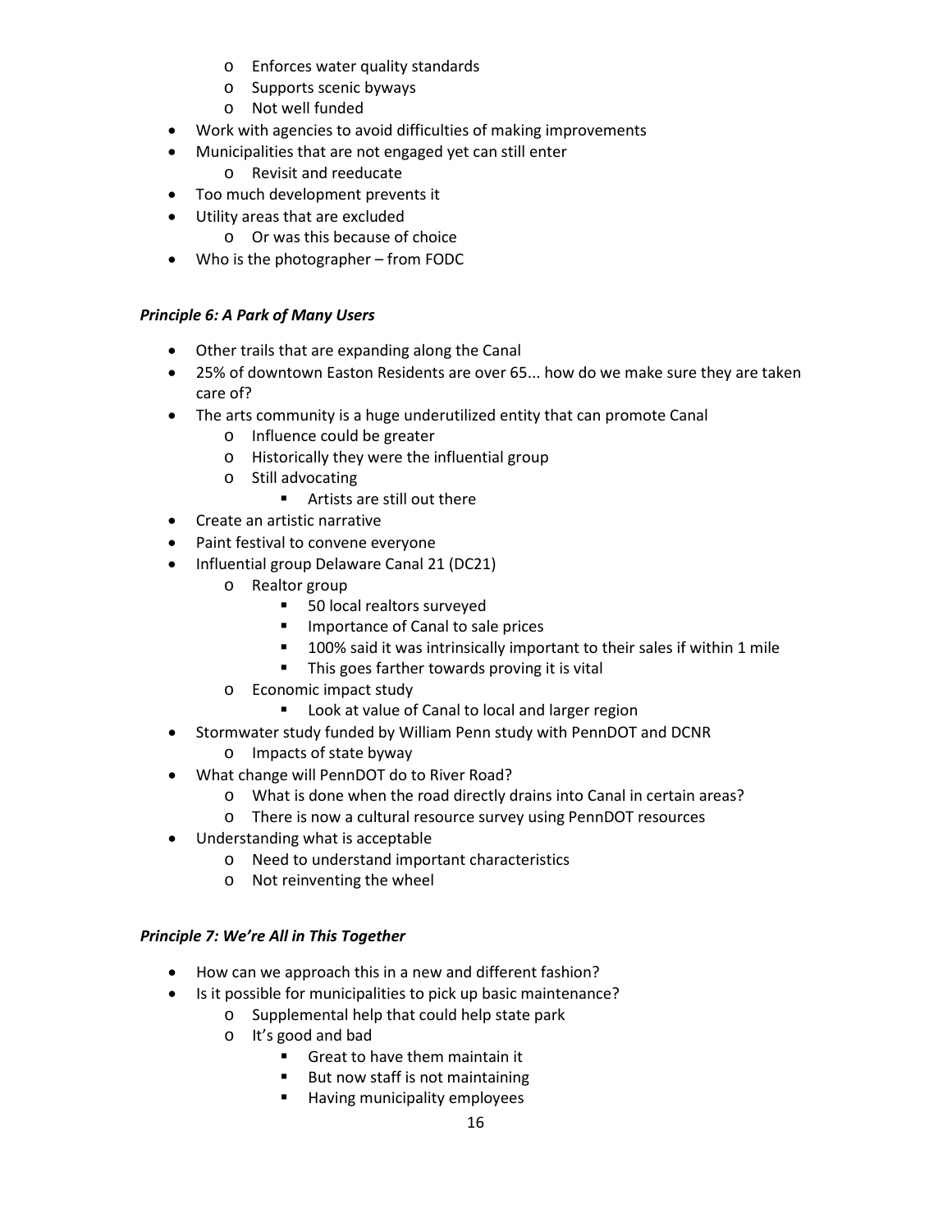- Enforces water quality standards
    - Supports scenic byways
    - Not well funded
- Work with agencies to avoid difficulties of making improvements
- Municipalities that are not engaged yet can still enter
    - Revisit and reeducate
- Too much development prevents it
- Utility areas that are excluded
    - Or was this because of choice
- Who is the photographer – from FODC

***Principle 6: A Park of Many Users***

- Other trails that are expanding along the Canal
- 25% of downtown Easton Residents are over 65... how do we make sure they are taken care of?
- The arts community is a huge underutilized entity that can promote Canal
    - Influence could be greater
    - Historically they were the influential group
    - Still advocating
        - Artists are still out there
- Create an artistic narrative
- Paint festival to convene everyone
- Influential group Delaware Canal 21 (DC21)
    - Realtor group
        - 50 local realtors surveyed
        - Importance of Canal to sale prices
        - 100% said it was intrinsically important to their sales if within 1 mile
        - This goes farther towards proving it is vital
    - Economic impact study
        - Look at value of Canal to local and larger region
- Stormwater study funded by William Penn study with PennDOT and DCNR
    - Impacts of state byway
- What change will PennDOT do to River Road?
    - What is done when the road directly drains into Canal in certain areas?
    - There is now a cultural resource survey using PennDOT resources
- Understanding what is acceptable
    - Need to understand important characteristics
    - Not reinventing the wheel

***Principle 7: We're All in This Together***

- How can we approach this in a new and different fashion?
- Is it possible for municipalities to pick up basic maintenance?
    - Supplemental help that could help state park
    - It's good and bad
        - Great to have them maintain it
        - But now staff is not maintaining
        - Having municipality employees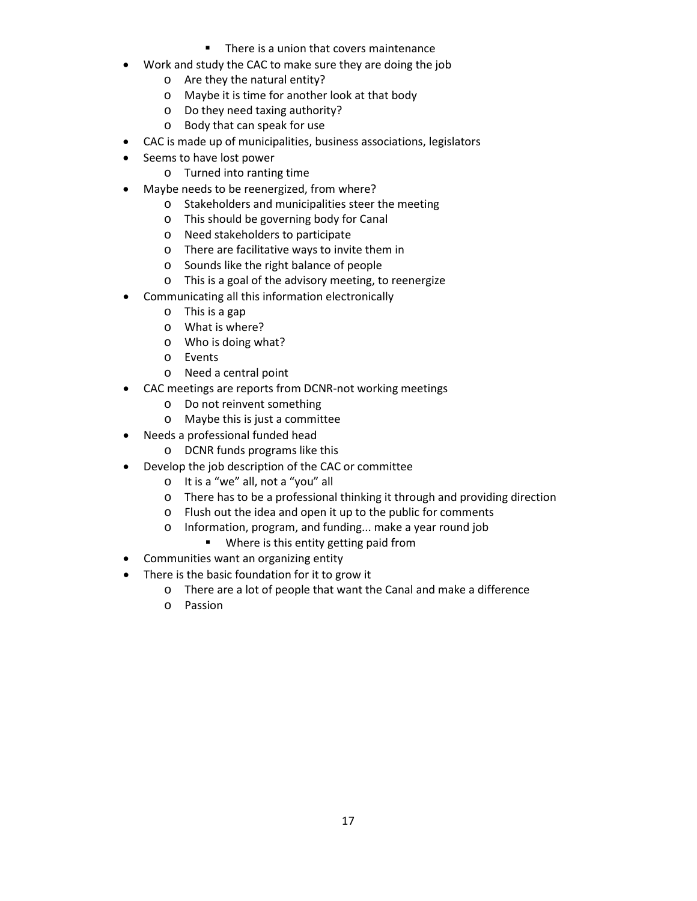- There is a union that covers maintenance
- Work and study the CAC to make sure they are doing the job
    - Are they the natural entity?
    - Maybe it is time for another look at that body
    - Do they need taxing authority?
    - Body that can speak for use
- CAC is made up of municipalities, business associations, legislators
- Seems to have lost power
    - Turned into ranting time
- Maybe needs to be reenergized, from where?
    - Stakeholders and municipalities steer the meeting
    - This should be governing body for Canal
    - Need stakeholders to participate
    - There are facilitative ways to invite them in
    - Sounds like the right balance of people
    - This is a goal of the advisory meeting, to reenergize
- Communicating all this information electronically
    - This is a gap
    - What is where?
    - Who is doing what?
    - Events
    - Need a central point
- CAC meetings are reports from DCNR-not working meetings
    - Do not reinvent something
    - Maybe this is just a committee
- Needs a professional funded head
    - DCNR funds programs like this
- Develop the job description of the CAC or committee
    - It is a "we" all, not a "you" all
    - There has to be a professional thinking it through and providing direction
    - Flush out the idea and open it up to the public for comments
    - Information, program, and funding... make a year round job
        - Where is this entity getting paid from
- Communities want an organizing entity
- There is the basic foundation for it to grow it
    - There are a lot of people that want the Canal and make a difference
    - Passion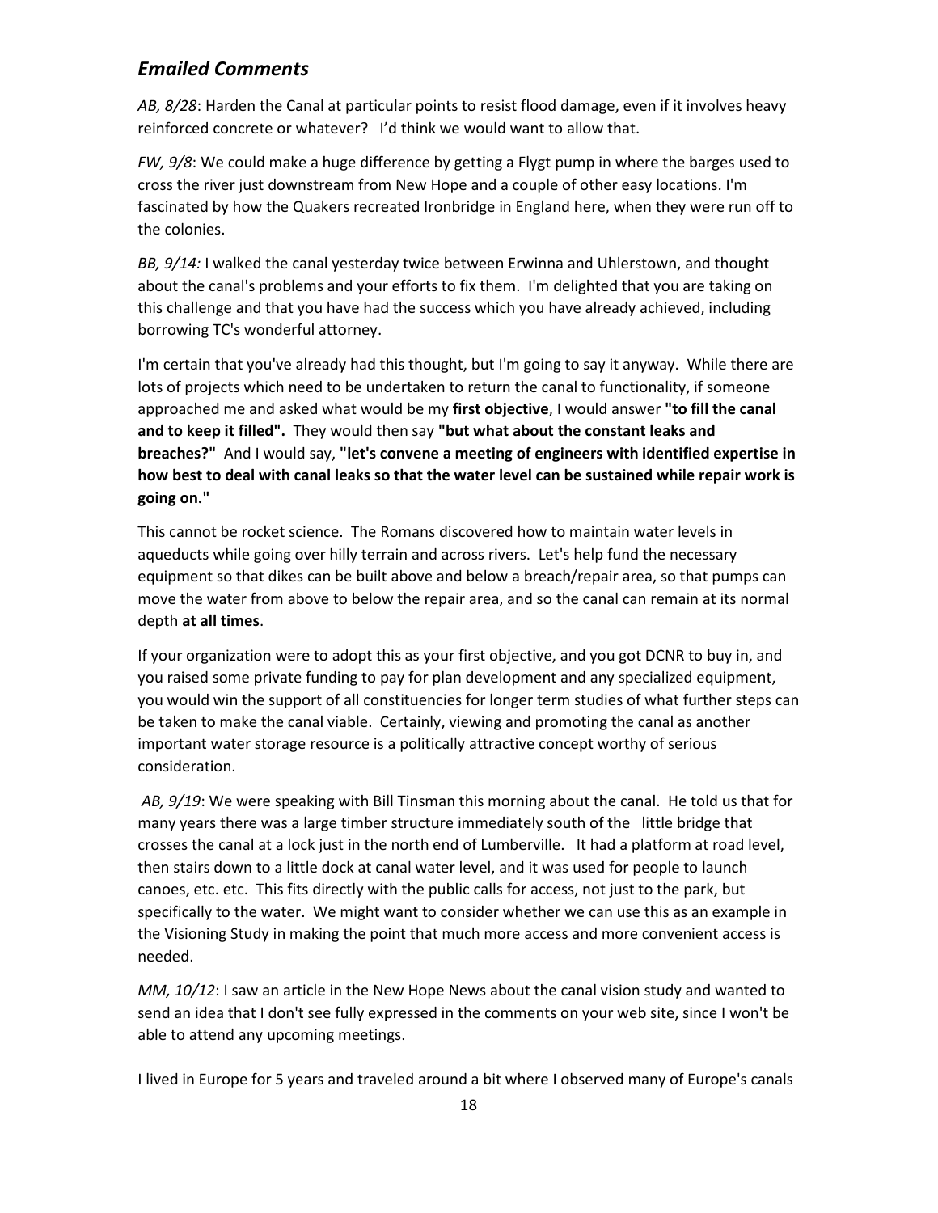## *Emailed Comments*

*AB, 8/28*: Harden the Canal at particular points to resist flood damage, even if it involves heavy reinforced concrete or whatever? I'd think we would want to allow that.

*FW, 9/8*: We could make a huge difference by getting a Flygt pump in where the barges used to cross the river just downstream from New Hope and a couple of other easy locations. I'm fascinated by how the Quakers recreated Ironbridge in England here, when they were run off to the colonies.

*BB, 9/14:* I walked the canal yesterday twice between Erwinna and Uhlerstown, and thought about the canal's problems and your efforts to fix them. I'm delighted that you are taking on this challenge and that you have had the success which you have already achieved, including borrowing TC's wonderful attorney.

I'm certain that you've already had this thought, but I'm going to say it anyway. While there are lots of projects which need to be undertaken to return the canal to functionality, if someone approached me and asked what would be my **first objective**, I would answer **"to fill the canal and to keep it filled".** They would then say **"but what about the constant leaks and breaches?"** And I would say, **"let's convene a meeting of engineers with identified expertise in how best to deal with canal leaks so that the water level can be sustained while repair work is going on."**

This cannot be rocket science. The Romans discovered how to maintain water levels in aqueducts while going over hilly terrain and across rivers. Let's help fund the necessary equipment so that dikes can be built above and below a breach/repair area, so that pumps can move the water from above to below the repair area, and so the canal can remain at its normal depth **at all times**.

If your organization were to adopt this as your first objective, and you got DCNR to buy in, and you raised some private funding to pay for plan development and any specialized equipment, you would win the support of all constituencies for longer term studies of what further steps can be taken to make the canal viable. Certainly, viewing and promoting the canal as another important water storage resource is a politically attractive concept worthy of serious consideration.

*AB, 9/19*: We were speaking with Bill Tinsman this morning about the canal. He told us that for many years there was a large timber structure immediately south of the little bridge that crosses the canal at a lock just in the north end of Lumberville. It had a platform at road level, then stairs down to a little dock at canal water level, and it was used for people to launch canoes, etc. etc. This fits directly with the public calls for access, not just to the park, but specifically to the water. We might want to consider whether we can use this as an example in the Visioning Study in making the point that much more access and more convenient access is needed.

*MM, 10/12*: I saw an article in the New Hope News about the canal vision study and wanted to send an idea that I don't see fully expressed in the comments on your web site, since I won't be able to attend any upcoming meetings.

I lived in Europe for 5 years and traveled around a bit where I observed many of Europe's canals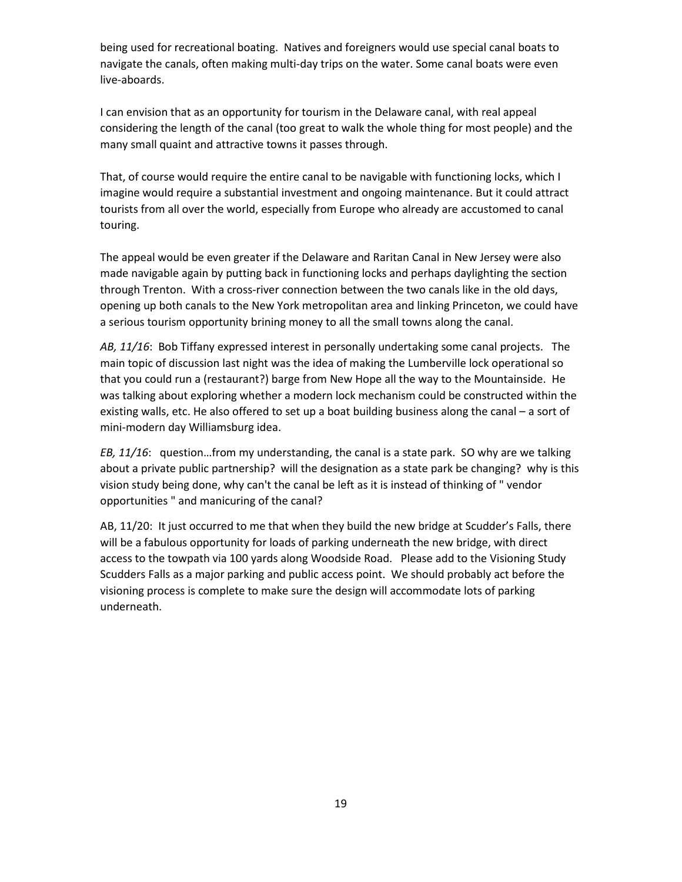being used for recreational boating. Natives and foreigners would use special canal boats to navigate the canals, often making multi-day trips on the water. Some canal boats were even live-aboards.

I can envision that as an opportunity for tourism in the Delaware canal, with real appeal considering the length of the canal (too great to walk the whole thing for most people) and the many small quaint and attractive towns it passes through.

That, of course would require the entire canal to be navigable with functioning locks, which I imagine would require a substantial investment and ongoing maintenance. But it could attract tourists from all over the world, especially from Europe who already are accustomed to canal touring.

The appeal would be even greater if the Delaware and Raritan Canal in New Jersey were also made navigable again by putting back in functioning locks and perhaps daylighting the section through Trenton. With a cross-river connection between the two canals like in the old days, opening up both canals to the New York metropolitan area and linking Princeton, we could have a serious tourism opportunity brining money to all the small towns along the canal.

*AB, 11/16*: Bob Tiffany expressed interest in personally undertaking some canal projects. The main topic of discussion last night was the idea of making the Lumberville lock operational so that you could run a (restaurant?) barge from New Hope all the way to the Mountainside. He was talking about exploring whether a modern lock mechanism could be constructed within the existing walls, etc. He also offered to set up a boat building business along the canal – a sort of mini-modern day Williamsburg idea.

*EB, 11/16*: question…from my understanding, the canal is a state park. SO why are we talking about a private public partnership? will the designation as a state park be changing? why is this vision study being done, why can't the canal be left as it is instead of thinking of " vendor opportunities " and manicuring of the canal?

AB, 11/20: It just occurred to me that when they build the new bridge at Scudder's Falls, there will be a fabulous opportunity for loads of parking underneath the new bridge, with direct access to the towpath via 100 yards along Woodside Road. Please add to the Visioning Study Scudders Falls as a major parking and public access point. We should probably act before the visioning process is complete to make sure the design will accommodate lots of parking underneath.